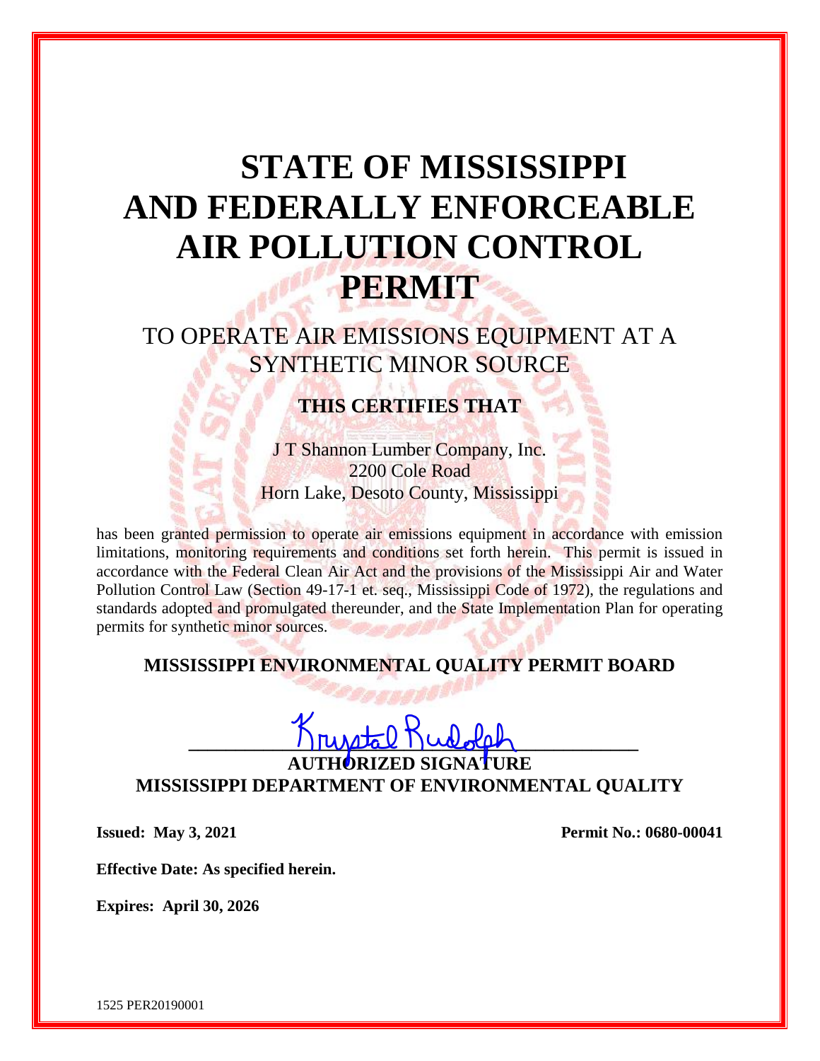# STATE OF MISSISSIPPI AND FEDERALLY ENFORCEABLE AIR POLLUTION CONTROL PERMIT

## TO OPERATE AIR EMISSIONS EQUIPMENT AT A SYNTHETIC MINOR SOURCE

### THIS CERTIFIES THAT

J T Shannon Lumber Company, Inc.
2200 Cole Road
Horn Lake, Desoto County, Mississippi

has been granted permission to operate air emissions equipment in accordance with emission limitations, monitoring requirements and conditions set forth herein. This permit is issued in accordance with the Federal Clean Air Act and the provisions of the Mississippi Air and Water Pollution Control Law (Section 49-17-1 et. seq., Mississippi Code of 1972), the regulations and standards adopted and promulgated thereunder, and the State Implementation Plan for operating permits for synthetic minor sources.

**MISSISSIPPI ENVIRONMENTAL QUALITY PERMIT BOARD**

Krystal Rudolph
**AUTHORIZED SIGNATURE**
**MISSISSIPPI DEPARTMENT OF ENVIRONMENTAL QUALITY**

**Issued: May 3, 2021** **Permit No.: 0680-00041**

**Effective Date: As specified herein.**

**Expires: April 30, 2026**

1525 PER20190001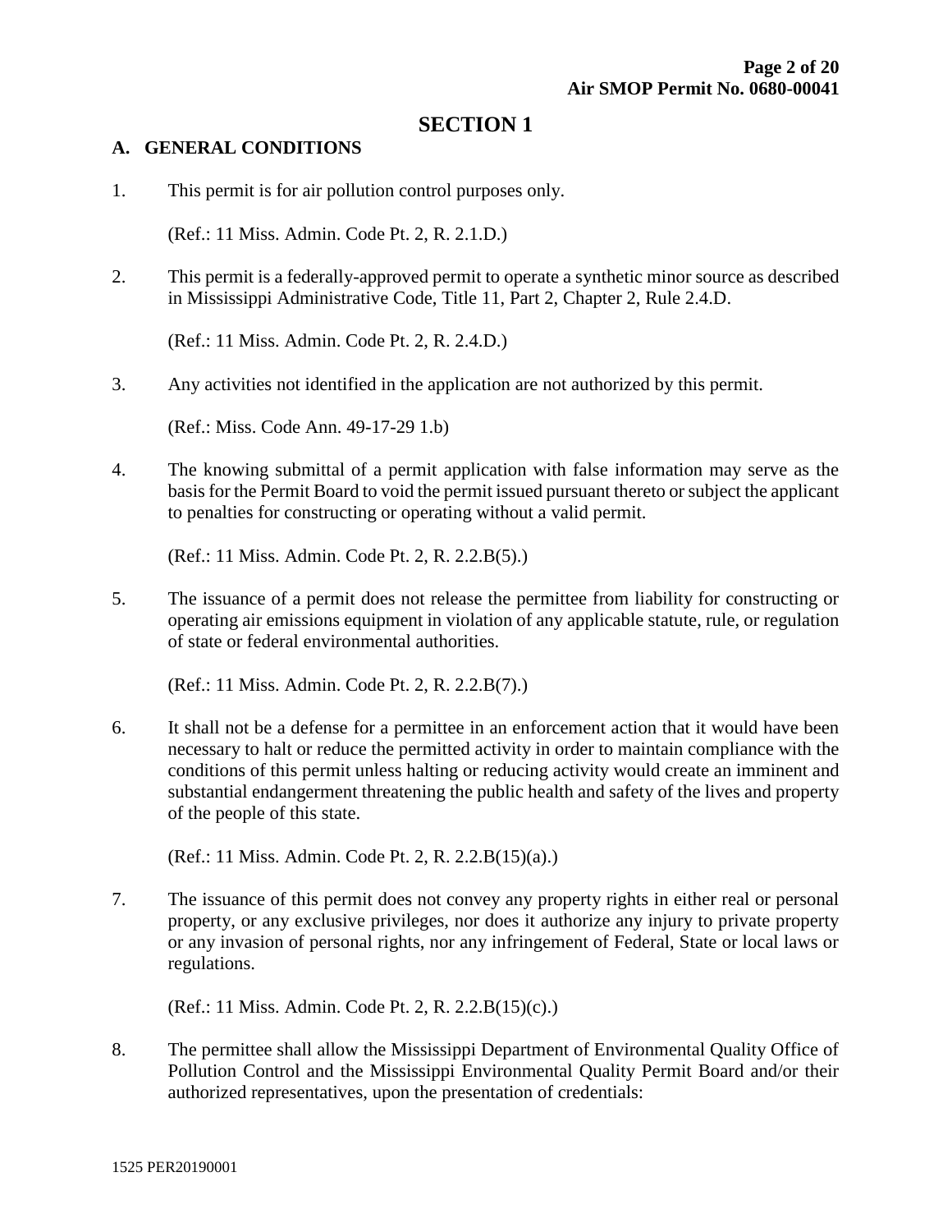# SECTION 1

## A. GENERAL CONDITIONS

1. This permit is for air pollution control purposes only.

   (Ref.: 11 Miss. Admin. Code Pt. 2, R. 2.1.D.)

2. This permit is a federally-approved permit to operate a synthetic minor source as described in Mississippi Administrative Code, Title 11, Part 2, Chapter 2, Rule 2.4.D.

   (Ref.: 11 Miss. Admin. Code Pt. 2, R. 2.4.D.)

3. Any activities not identified in the application are not authorized by this permit.

   (Ref.: Miss. Code Ann. 49-17-29 1.b)

4. The knowing submittal of a permit application with false information may serve as the basis for the Permit Board to void the permit issued pursuant thereto or subject the applicant to penalties for constructing or operating without a valid permit.

   (Ref.: 11 Miss. Admin. Code Pt. 2, R. 2.2.B(5).)

5. The issuance of a permit does not release the permittee from liability for constructing or operating air emissions equipment in violation of any applicable statute, rule, or regulation of state or federal environmental authorities.

   (Ref.: 11 Miss. Admin. Code Pt. 2, R. 2.2.B(7).)

6. It shall not be a defense for a permittee in an enforcement action that it would have been necessary to halt or reduce the permitted activity in order to maintain compliance with the conditions of this permit unless halting or reducing activity would create an imminent and substantial endangerment threatening the public health and safety of the lives and property of the people of this state.

   (Ref.: 11 Miss. Admin. Code Pt. 2, R. 2.2.B(15)(a).)

7. The issuance of this permit does not convey any property rights in either real or personal property, or any exclusive privileges, nor does it authorize any injury to private property or any invasion of personal rights, nor any infringement of Federal, State or local laws or regulations.

   (Ref.: 11 Miss. Admin. Code Pt. 2, R. 2.2.B(15)(c).)

8. The permittee shall allow the Mississippi Department of Environmental Quality Office of Pollution Control and the Mississippi Environmental Quality Permit Board and/or their authorized representatives, upon the presentation of credentials:

1525 PER20190001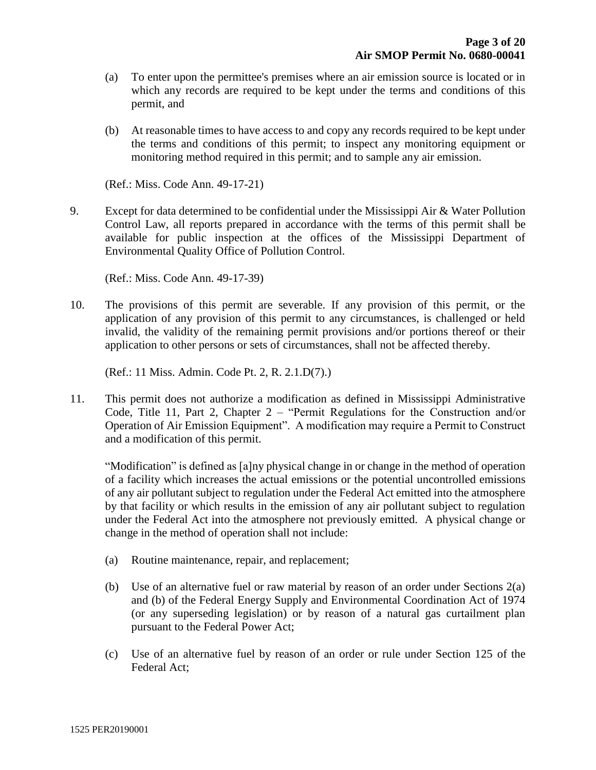(a) To enter upon the permittee's premises where an air emission source is located or in which any records are required to be kept under the terms and conditions of this permit, and

(b) At reasonable times to have access to and copy any records required to be kept under the terms and conditions of this permit; to inspect any monitoring equipment or monitoring method required in this permit; and to sample any air emission.

(Ref.: Miss. Code Ann. 49-17-21)

9. Except for data determined to be confidential under the Mississippi Air & Water Pollution Control Law, all reports prepared in accordance with the terms of this permit shall be available for public inspection at the offices of the Mississippi Department of Environmental Quality Office of Pollution Control.

   (Ref.: Miss. Code Ann. 49-17-39)

10. The provisions of this permit are severable. If any provision of this permit, or the application of any provision of this permit to any circumstances, is challenged or held invalid, the validity of the remaining permit provisions and/or portions thereof or their application to other persons or sets of circumstances, shall not be affected thereby.

    (Ref.: 11 Miss. Admin. Code Pt. 2, R. 2.1.D(7).)

11. This permit does not authorize a modification as defined in Mississippi Administrative Code, Title 11, Part 2, Chapter 2 – "Permit Regulations for the Construction and/or Operation of Air Emission Equipment". A modification may require a Permit to Construct and a modification of this permit.

    "Modification" is defined as [a]ny physical change in or change in the method of operation of a facility which increases the actual emissions or the potential uncontrolled emissions of any air pollutant subject to regulation under the Federal Act emitted into the atmosphere by that facility or which results in the emission of any air pollutant subject to regulation under the Federal Act into the atmosphere not previously emitted. A physical change or change in the method of operation shall not include:

    (a) Routine maintenance, repair, and replacement;

    (b) Use of an alternative fuel or raw material by reason of an order under Sections 2(a) and (b) of the Federal Energy Supply and Environmental Coordination Act of 1974 (or any superseding legislation) or by reason of a natural gas curtailment plan pursuant to the Federal Power Act;

    (c) Use of an alternative fuel by reason of an order or rule under Section 125 of the Federal Act;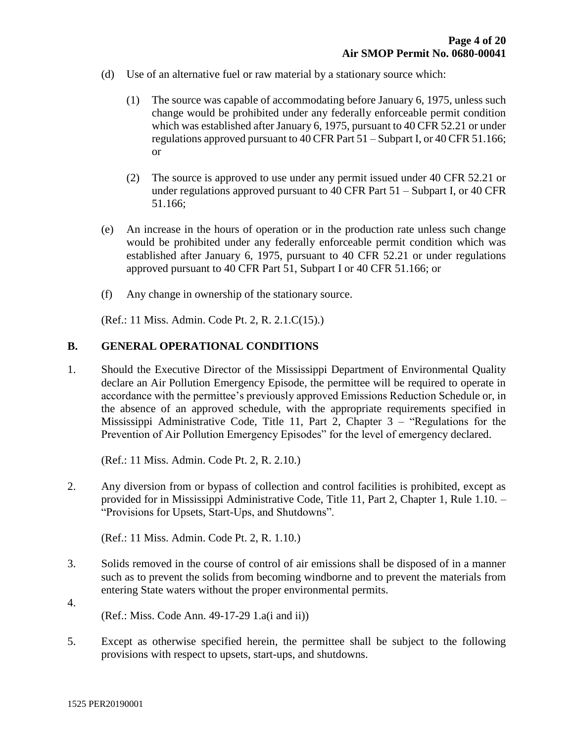(d) Use of an alternative fuel or raw material by a stationary source which:

   (1) The source was capable of accommodating before January 6, 1975, unless such change would be prohibited under any federally enforceable permit condition which was established after January 6, 1975, pursuant to 40 CFR 52.21 or under regulations approved pursuant to 40 CFR Part 51 – Subpart I, or 40 CFR 51.166; or

   (2) The source is approved to use under any permit issued under 40 CFR 52.21 or under regulations approved pursuant to 40 CFR Part 51 – Subpart I, or 40 CFR 51.166;

(e) An increase in the hours of operation or in the production rate unless such change would be prohibited under any federally enforceable permit condition which was established after January 6, 1975, pursuant to 40 CFR 52.21 or under regulations approved pursuant to 40 CFR Part 51, Subpart I or 40 CFR 51.166; or

(f) Any change in ownership of the stationary source.

(Ref.: 11 Miss. Admin. Code Pt. 2, R. 2.1.C(15).)

## B. GENERAL OPERATIONAL CONDITIONS

1. Should the Executive Director of the Mississippi Department of Environmental Quality declare an Air Pollution Emergency Episode, the permittee will be required to operate in accordance with the permittee's previously approved Emissions Reduction Schedule or, in the absence of an approved schedule, with the appropriate requirements specified in Mississippi Administrative Code, Title 11, Part 2, Chapter 3 – "Regulations for the Prevention of Air Pollution Emergency Episodes" for the level of emergency declared.

   (Ref.: 11 Miss. Admin. Code Pt. 2, R. 2.10.)

2. Any diversion from or bypass of collection and control facilities is prohibited, except as provided for in Mississippi Administrative Code, Title 11, Part 2, Chapter 1, Rule 1.10. – "Provisions for Upsets, Start-Ups, and Shutdowns".

   (Ref.: 11 Miss. Admin. Code Pt. 2, R. 1.10.)

3. Solids removed in the course of control of air emissions shall be disposed of in a manner such as to prevent the solids from becoming windborne and to prevent the materials from entering State waters without the proper environmental permits.

4. 

   (Ref.: Miss. Code Ann. 49-17-29 1.a(i and ii))

5. Except as otherwise specified herein, the permittee shall be subject to the following provisions with respect to upsets, start-ups, and shutdowns.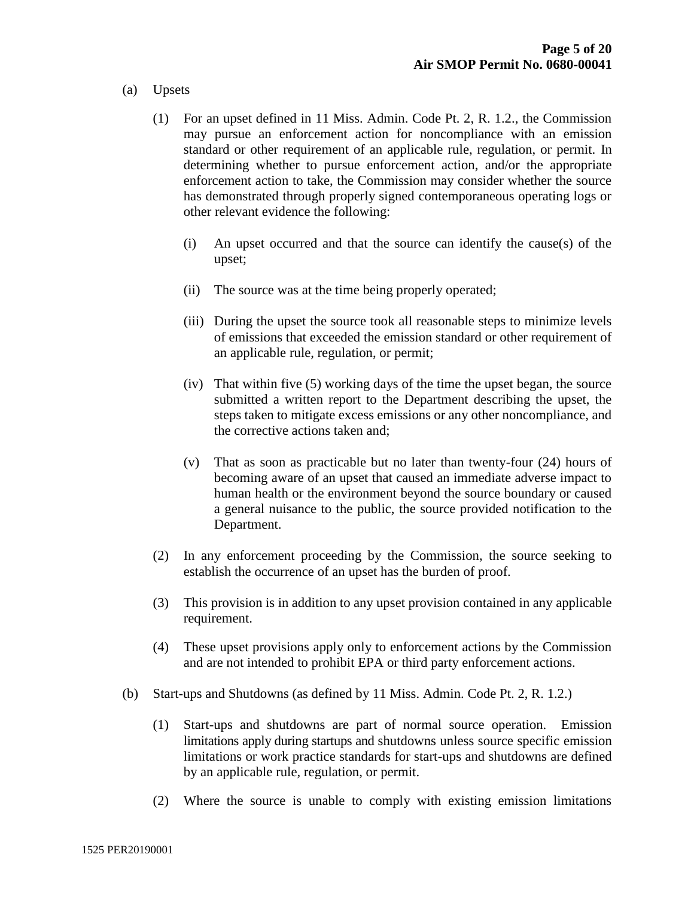(a) Upsets

(1) For an upset defined in 11 Miss. Admin. Code Pt. 2, R. 1.2., the Commission may pursue an enforcement action for noncompliance with an emission standard or other requirement of an applicable rule, regulation, or permit. In determining whether to pursue enforcement action, and/or the appropriate enforcement action to take, the Commission may consider whether the source has demonstrated through properly signed contemporaneous operating logs or other relevant evidence the following:

(i) An upset occurred and that the source can identify the cause(s) of the upset;

(ii) The source was at the time being properly operated;

(iii) During the upset the source took all reasonable steps to minimize levels of emissions that exceeded the emission standard or other requirement of an applicable rule, regulation, or permit;

(iv) That within five (5) working days of the time the upset began, the source submitted a written report to the Department describing the upset, the steps taken to mitigate excess emissions or any other noncompliance, and the corrective actions taken and;

(v) That as soon as practicable but no later than twenty-four (24) hours of becoming aware of an upset that caused an immediate adverse impact to human health or the environment beyond the source boundary or caused a general nuisance to the public, the source provided notification to the Department.

(2) In any enforcement proceeding by the Commission, the source seeking to establish the occurrence of an upset has the burden of proof.

(3) This provision is in addition to any upset provision contained in any applicable requirement.

(4) These upset provisions apply only to enforcement actions by the Commission and are not intended to prohibit EPA or third party enforcement actions.

(b) Start-ups and Shutdowns (as defined by 11 Miss. Admin. Code Pt. 2, R. 1.2.)

(1) Start-ups and shutdowns are part of normal source operation. Emission limitations apply during startups and shutdowns unless source specific emission limitations or work practice standards for start-ups and shutdowns are defined by an applicable rule, regulation, or permit.

(2) Where the source is unable to comply with existing emission limitations

1525 PER20190001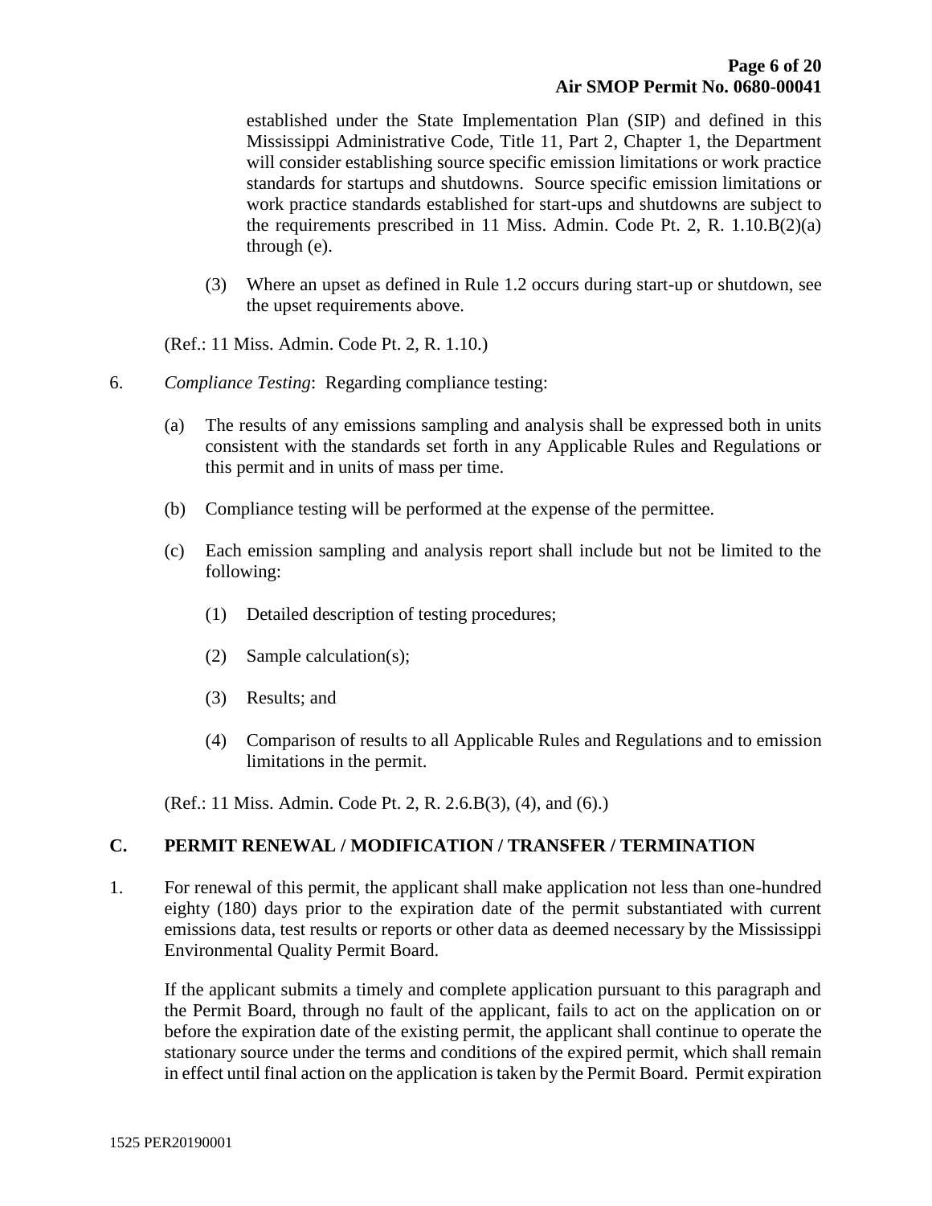established under the State Implementation Plan (SIP) and defined in this Mississippi Administrative Code, Title 11, Part 2, Chapter 1, the Department will consider establishing source specific emission limitations or work practice standards for startups and shutdowns. Source specific emission limitations or work practice standards established for start-ups and shutdowns are subject to the requirements prescribed in 11 Miss. Admin. Code Pt. 2, R. 1.10.B(2)(a) through (e).

(3) Where an upset as defined in Rule 1.2 occurs during start-up or shutdown, see the upset requirements above.

(Ref.: 11 Miss. Admin. Code Pt. 2, R. 1.10.)

6. *Compliance Testing*: Regarding compliance testing:

(a) The results of any emissions sampling and analysis shall be expressed both in units consistent with the standards set forth in any Applicable Rules and Regulations or this permit and in units of mass per time.

(b) Compliance testing will be performed at the expense of the permittee.

(c) Each emission sampling and analysis report shall include but not be limited to the following:

(1) Detailed description of testing procedures;

(2) Sample calculation(s);

(3) Results; and

(4) Comparison of results to all Applicable Rules and Regulations and to emission limitations in the permit.

(Ref.: 11 Miss. Admin. Code Pt. 2, R. 2.6.B(3), (4), and (6).)

## C. PERMIT RENEWAL / MODIFICATION / TRANSFER / TERMINATION

1. For renewal of this permit, the applicant shall make application not less than one-hundred eighty (180) days prior to the expiration date of the permit substantiated with current emissions data, test results or reports or other data as deemed necessary by the Mississippi Environmental Quality Permit Board.

If the applicant submits a timely and complete application pursuant to this paragraph and the Permit Board, through no fault of the applicant, fails to act on the application on or before the expiration date of the existing permit, the applicant shall continue to operate the stationary source under the terms and conditions of the expired permit, which shall remain in effect until final action on the application is taken by the Permit Board. Permit expiration

1525 PER20190001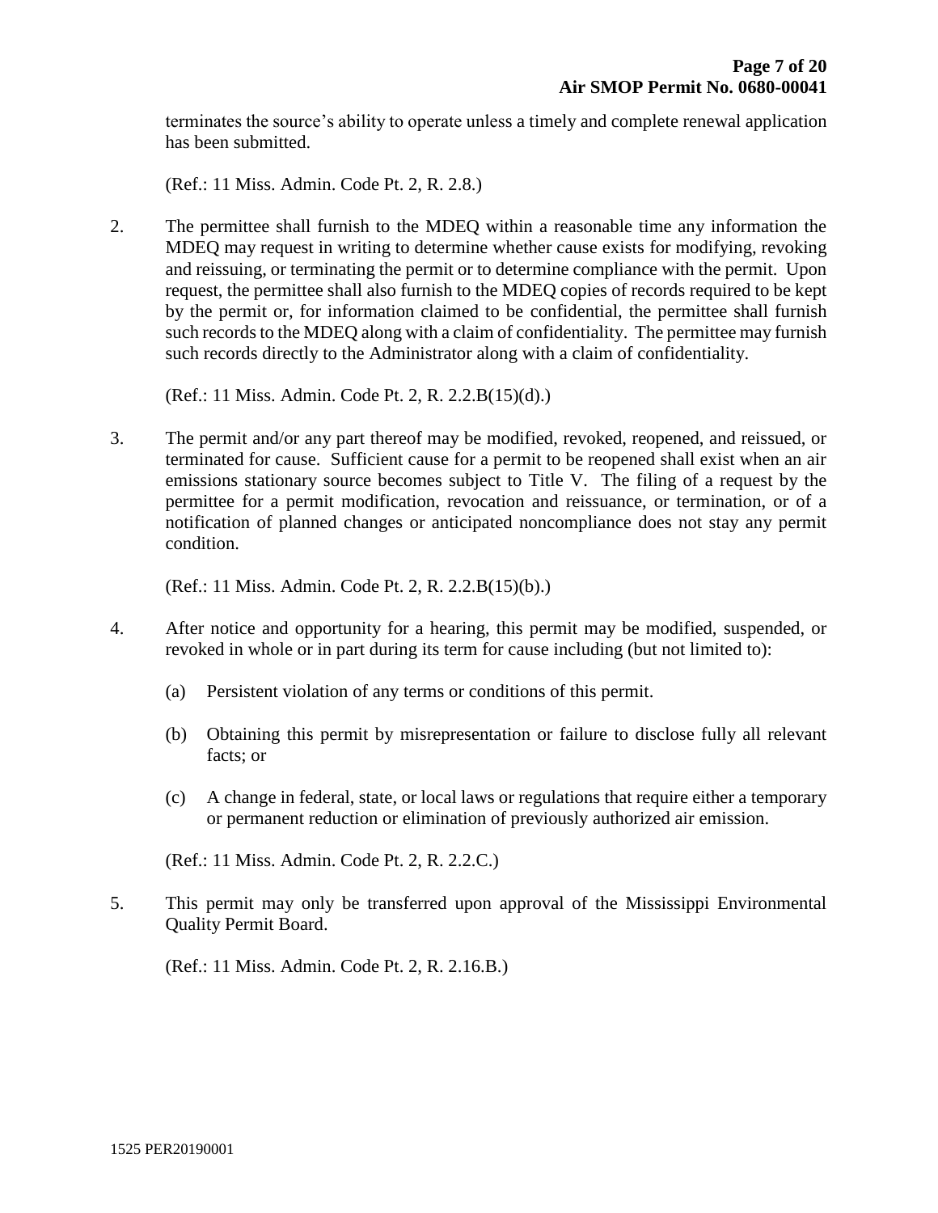terminates the source's ability to operate unless a timely and complete renewal application has been submitted.

(Ref.: 11 Miss. Admin. Code Pt. 2, R. 2.8.)

2. The permittee shall furnish to the MDEQ within a reasonable time any information the MDEQ may request in writing to determine whether cause exists for modifying, revoking and reissuing, or terminating the permit or to determine compliance with the permit. Upon request, the permittee shall also furnish to the MDEQ copies of records required to be kept by the permit or, for information claimed to be confidential, the permittee shall furnish such records to the MDEQ along with a claim of confidentiality. The permittee may furnish such records directly to the Administrator along with a claim of confidentiality.

   (Ref.: 11 Miss. Admin. Code Pt. 2, R. 2.2.B(15)(d).)

3. The permit and/or any part thereof may be modified, revoked, reopened, and reissued, or terminated for cause. Sufficient cause for a permit to be reopened shall exist when an air emissions stationary source becomes subject to Title V. The filing of a request by the permittee for a permit modification, revocation and reissuance, or termination, or of a notification of planned changes or anticipated noncompliance does not stay any permit condition.

   (Ref.: 11 Miss. Admin. Code Pt. 2, R. 2.2.B(15)(b).)

4. After notice and opportunity for a hearing, this permit may be modified, suspended, or revoked in whole or in part during its term for cause including (but not limited to):

   (a) Persistent violation of any terms or conditions of this permit.

   (b) Obtaining this permit by misrepresentation or failure to disclose fully all relevant facts; or

   (c) A change in federal, state, or local laws or regulations that require either a temporary or permanent reduction or elimination of previously authorized air emission.

   (Ref.: 11 Miss. Admin. Code Pt. 2, R. 2.2.C.)

5. This permit may only be transferred upon approval of the Mississippi Environmental Quality Permit Board.

   (Ref.: 11 Miss. Admin. Code Pt. 2, R. 2.16.B.)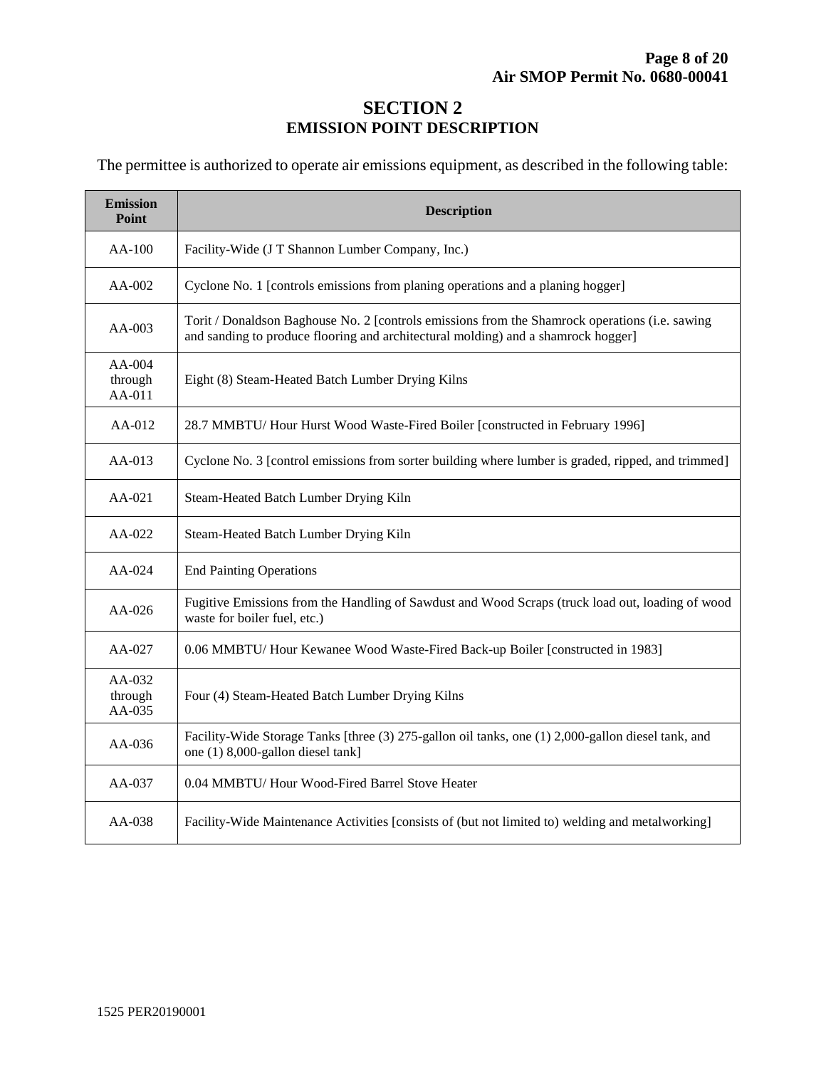# SECTION 2
## EMISSION POINT DESCRIPTION

The permittee is authorized to operate air emissions equipment, as described in the following table:

| Emission Point | Description |
|---|---|
| AA-100 | Facility-Wide (J T Shannon Lumber Company, Inc.) |
| AA-002 | Cyclone No. 1 [controls emissions from planing operations and a planing hogger] |
| AA-003 | Torit / Donaldson Baghouse No. 2 [controls emissions from the Shamrock operations (i.e. sawing and sanding to produce flooring and architectural molding) and a shamrock hogger] |
| AA-004 through AA-011 | Eight (8) Steam-Heated Batch Lumber Drying Kilns |
| AA-012 | 28.7 MMBTU/ Hour Hurst Wood Waste-Fired Boiler [constructed in February 1996] |
| AA-013 | Cyclone No. 3 [control emissions from sorter building where lumber is graded, ripped, and trimmed] |
| AA-021 | Steam-Heated Batch Lumber Drying Kiln |
| AA-022 | Steam-Heated Batch Lumber Drying Kiln |
| AA-024 | End Painting Operations |
| AA-026 | Fugitive Emissions from the Handling of Sawdust and Wood Scraps (truck load out, loading of wood waste for boiler fuel, etc.) |
| AA-027 | 0.06 MMBTU/ Hour Kewanee Wood Waste-Fired Back-up Boiler [constructed in 1983] |
| AA-032 through AA-035 | Four (4) Steam-Heated Batch Lumber Drying Kilns |
| AA-036 | Facility-Wide Storage Tanks [three (3) 275-gallon oil tanks, one (1) 2,000-gallon diesel tank, and one (1) 8,000-gallon diesel tank] |
| AA-037 | 0.04 MMBTU/ Hour Wood-Fired Barrel Stove Heater |
| AA-038 | Facility-Wide Maintenance Activities [consists of (but not limited to) welding and metalworking] |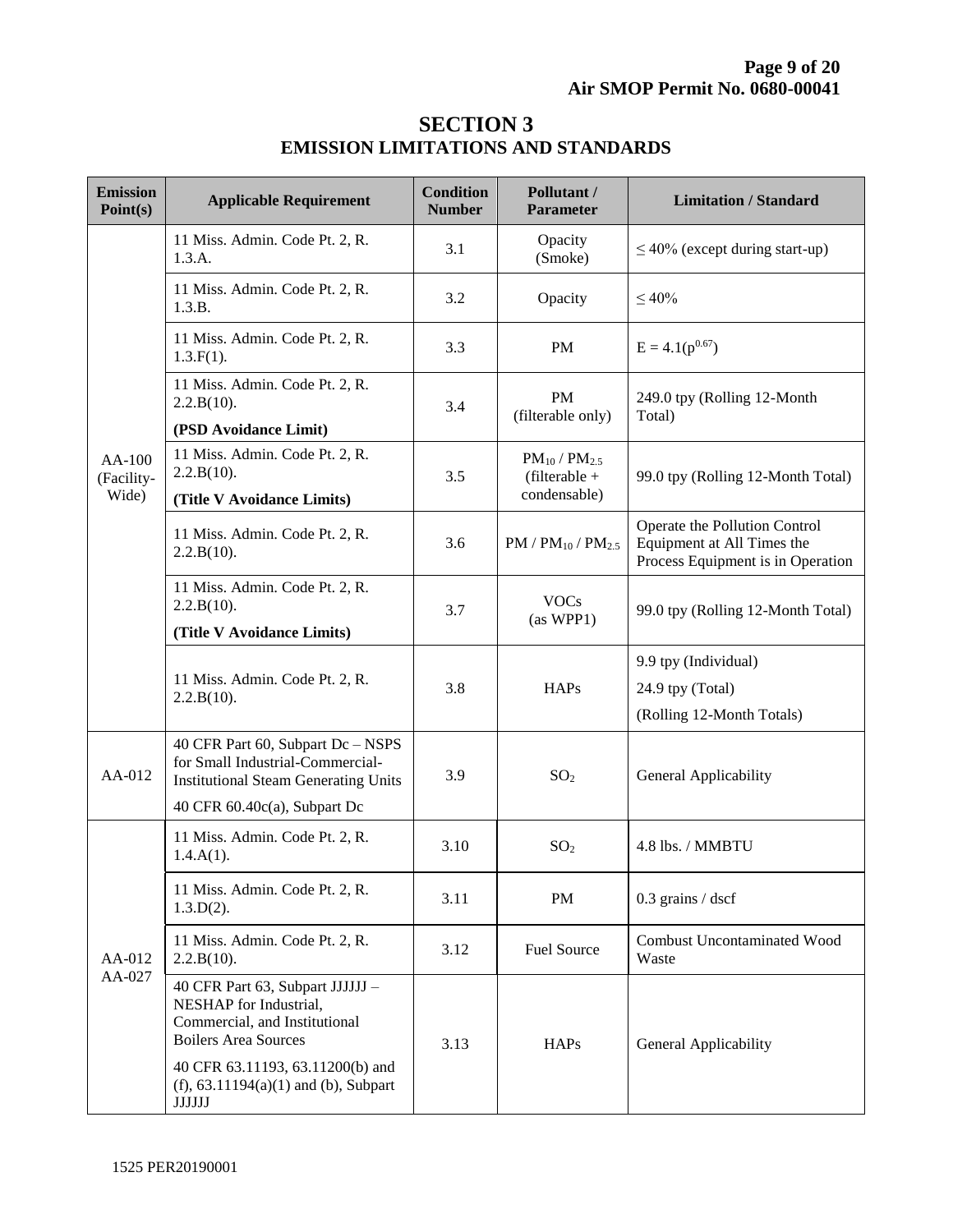# SECTION 3
## EMISSION LIMITATIONS AND STANDARDS

| Emission Point(s) | Applicable Requirement | Condition Number | Pollutant / Parameter | Limitation / Standard |
|---|---|---|---|---|
| AA-100 (Facility-Wide) | 11 Miss. Admin. Code Pt. 2, R. 1.3.A. | 3.1 | Opacity (Smoke) | ≤ 40% (except during start-up) |
| | 11 Miss. Admin. Code Pt. 2, R. 1.3.B. | 3.2 | Opacity | ≤ 40% |
| | 11 Miss. Admin. Code Pt. 2, R. 1.3.F(1). | 3.3 | PM | $E = 4.1(p^{0.67})$ |
| | 11 Miss. Admin. Code Pt. 2, R. 2.2.B(10). **(PSD Avoidance Limit)** | 3.4 | PM (filterable only) | 249.0 tpy (Rolling 12-Month Total) |
| | 11 Miss. Admin. Code Pt. 2, R. 2.2.B(10). **(Title V Avoidance Limits)** | 3.5 | $PM_{10}$ / $PM_{2.5}$ (filterable + condensable) | 99.0 tpy (Rolling 12-Month Total) |
| | 11 Miss. Admin. Code Pt. 2, R. 2.2.B(10). | 3.6 | PM / $PM_{10}$ / $PM_{2.5}$ | Operate the Pollution Control Equipment at All Times the Process Equipment is in Operation |
| | 11 Miss. Admin. Code Pt. 2, R. 2.2.B(10). **(Title V Avoidance Limits)** | 3.7 | VOCs (as WPP1) | 99.0 tpy (Rolling 12-Month Total) |
| | 11 Miss. Admin. Code Pt. 2, R. 2.2.B(10). | 3.8 | HAPs | 9.9 tpy (Individual) 24.9 tpy (Total) (Rolling 12-Month Totals) |
| AA-012 | 40 CFR Part 60, Subpart Dc – NSPS for Small Industrial-Commercial-Institutional Steam Generating Units 40 CFR 60.40c(a), Subpart Dc | 3.9 | $SO_2$ | General Applicability |
| AA-012 AA-027 | 11 Miss. Admin. Code Pt. 2, R. 1.4.A(1). | 3.10 | $SO_2$ | 4.8 lbs. / MMBTU |
| | 11 Miss. Admin. Code Pt. 2, R. 1.3.D(2). | 3.11 | PM | 0.3 grains / dscf |
| | 11 Miss. Admin. Code Pt. 2, R. 2.2.B(10). | 3.12 | Fuel Source | Combust Uncontaminated Wood Waste |
| | 40 CFR Part 63, Subpart JJJJJJ – NESHAP for Industrial, Commercial, and Institutional Boilers Area Sources 40 CFR 63.11193, 63.11200(b) and (f), 63.11194(a)(1) and (b), Subpart JJJJJJ | 3.13 | HAPs | General Applicability |

1525 PER20190001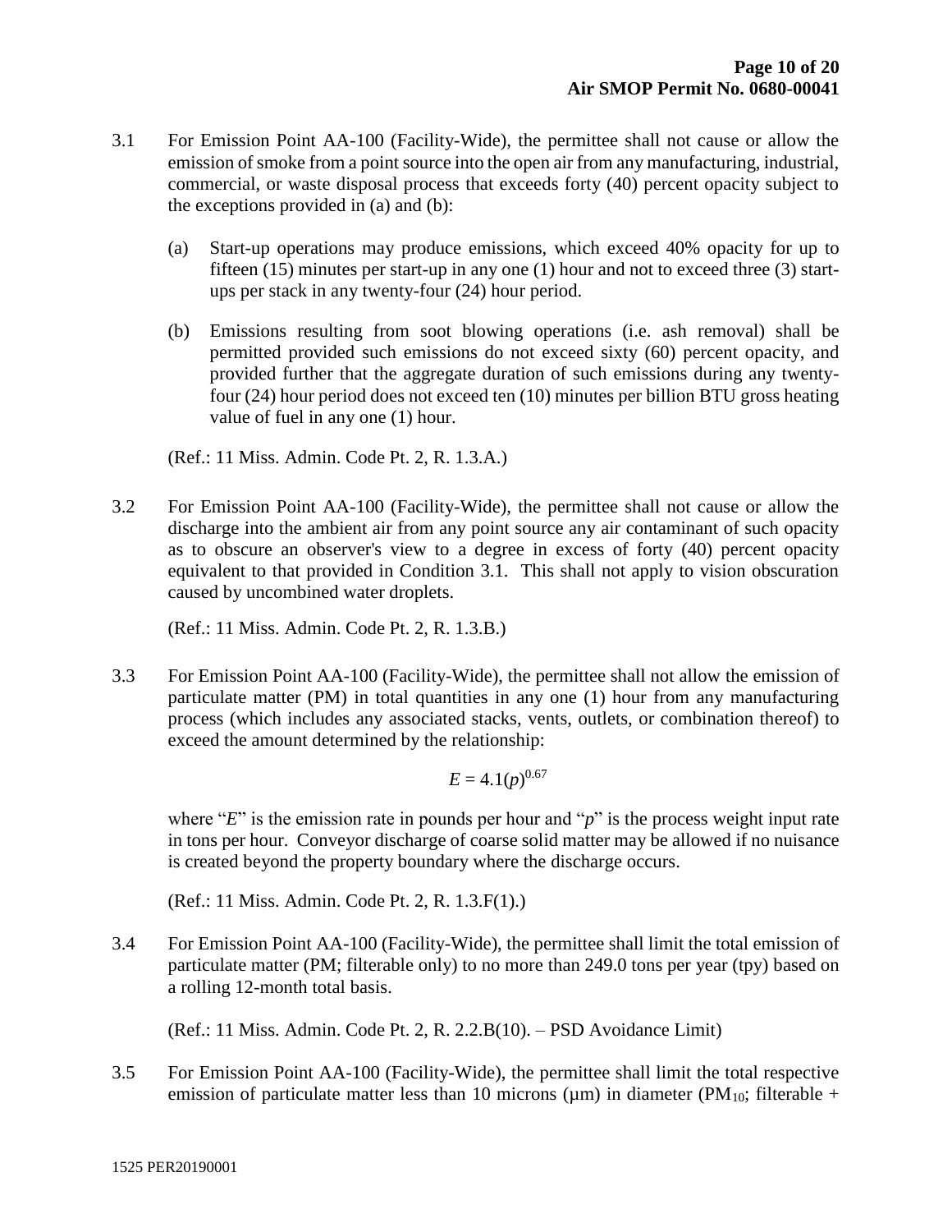3.1 For Emission Point AA-100 (Facility-Wide), the permittee shall not cause or allow the emission of smoke from a point source into the open air from any manufacturing, industrial, commercial, or waste disposal process that exceeds forty (40) percent opacity subject to the exceptions provided in (a) and (b):

   (a) Start-up operations may produce emissions, which exceed 40% opacity for up to fifteen (15) minutes per start-up in any one (1) hour and not to exceed three (3) start-ups per stack in any twenty-four (24) hour period.

   (b) Emissions resulting from soot blowing operations (i.e. ash removal) shall be permitted provided such emissions do not exceed sixty (60) percent opacity, and provided further that the aggregate duration of such emissions during any twenty-four (24) hour period does not exceed ten (10) minutes per billion BTU gross heating value of fuel in any one (1) hour.

   (Ref.: 11 Miss. Admin. Code Pt. 2, R. 1.3.A.)

3.2 For Emission Point AA-100 (Facility-Wide), the permittee shall not cause or allow the discharge into the ambient air from any point source any air contaminant of such opacity as to obscure an observer's view to a degree in excess of forty (40) percent opacity equivalent to that provided in Condition 3.1. This shall not apply to vision obscuration caused by uncombined water droplets.

   (Ref.: 11 Miss. Admin. Code Pt. 2, R. 1.3.B.)

3.3 For Emission Point AA-100 (Facility-Wide), the permittee shall not allow the emission of particulate matter (PM) in total quantities in any one (1) hour from any manufacturing process (which includes any associated stacks, vents, outlets, or combination thereof) to exceed the amount determined by the relationship:

$$E = 4.1(p)^{0.67}$$

   where "$E$" is the emission rate in pounds per hour and "$p$" is the process weight input rate in tons per hour. Conveyor discharge of coarse solid matter may be allowed if no nuisance is created beyond the property boundary where the discharge occurs.

   (Ref.: 11 Miss. Admin. Code Pt. 2, R. 1.3.F(1).)

3.4 For Emission Point AA-100 (Facility-Wide), the permittee shall limit the total emission of particulate matter (PM; filterable only) to no more than 249.0 tons per year (tpy) based on a rolling 12-month total basis.

   (Ref.: 11 Miss. Admin. Code Pt. 2, R. 2.2.B(10). – PSD Avoidance Limit)

3.5 For Emission Point AA-100 (Facility-Wide), the permittee shall limit the total respective emission of particulate matter less than 10 microns (μm) in diameter ($PM_{10}$; filterable +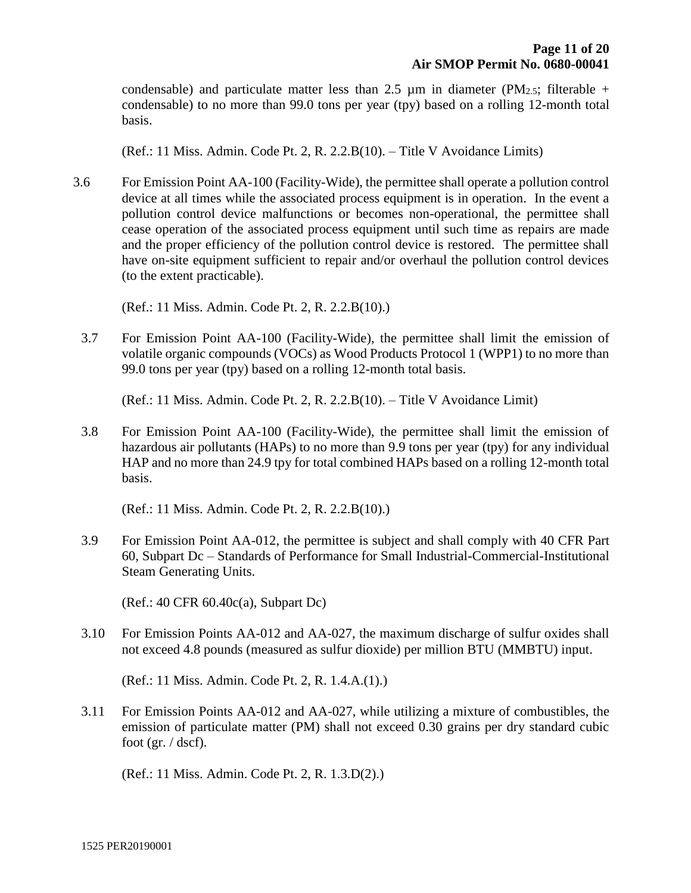condensable) and particulate matter less than 2.5 µm in diameter ($PM_{2.5}$; filterable + condensable) to no more than 99.0 tons per year (tpy) based on a rolling 12-month total basis.

(Ref.: 11 Miss. Admin. Code Pt. 2, R. 2.2.B(10). – Title V Avoidance Limits)

3.6 For Emission Point AA-100 (Facility-Wide), the permittee shall operate a pollution control device at all times while the associated process equipment is in operation. In the event a pollution control device malfunctions or becomes non-operational, the permittee shall cease operation of the associated process equipment until such time as repairs are made and the proper efficiency of the pollution control device is restored. The permittee shall have on-site equipment sufficient to repair and/or overhaul the pollution control devices (to the extent practicable).

(Ref.: 11 Miss. Admin. Code Pt. 2, R. 2.2.B(10).)

3.7 For Emission Point AA-100 (Facility-Wide), the permittee shall limit the emission of volatile organic compounds (VOCs) as Wood Products Protocol 1 (WPP1) to no more than 99.0 tons per year (tpy) based on a rolling 12-month total basis.

(Ref.: 11 Miss. Admin. Code Pt. 2, R. 2.2.B(10). – Title V Avoidance Limit)

3.8 For Emission Point AA-100 (Facility-Wide), the permittee shall limit the emission of hazardous air pollutants (HAPs) to no more than 9.9 tons per year (tpy) for any individual HAP and no more than 24.9 tpy for total combined HAPs based on a rolling 12-month total basis.

(Ref.: 11 Miss. Admin. Code Pt. 2, R. 2.2.B(10).)

3.9 For Emission Point AA-012, the permittee is subject and shall comply with 40 CFR Part 60, Subpart Dc – Standards of Performance for Small Industrial-Commercial-Institutional Steam Generating Units.

(Ref.: 40 CFR 60.40c(a), Subpart Dc)

3.10 For Emission Points AA-012 and AA-027, the maximum discharge of sulfur oxides shall not exceed 4.8 pounds (measured as sulfur dioxide) per million BTU (MMBTU) input.

(Ref.: 11 Miss. Admin. Code Pt. 2, R. 1.4.A.(1).)

3.11 For Emission Points AA-012 and AA-027, while utilizing a mixture of combustibles, the emission of particulate matter (PM) shall not exceed 0.30 grains per dry standard cubic foot (gr. / dscf).

(Ref.: 11 Miss. Admin. Code Pt. 2, R. 1.3.D(2).)

1525 PER20190001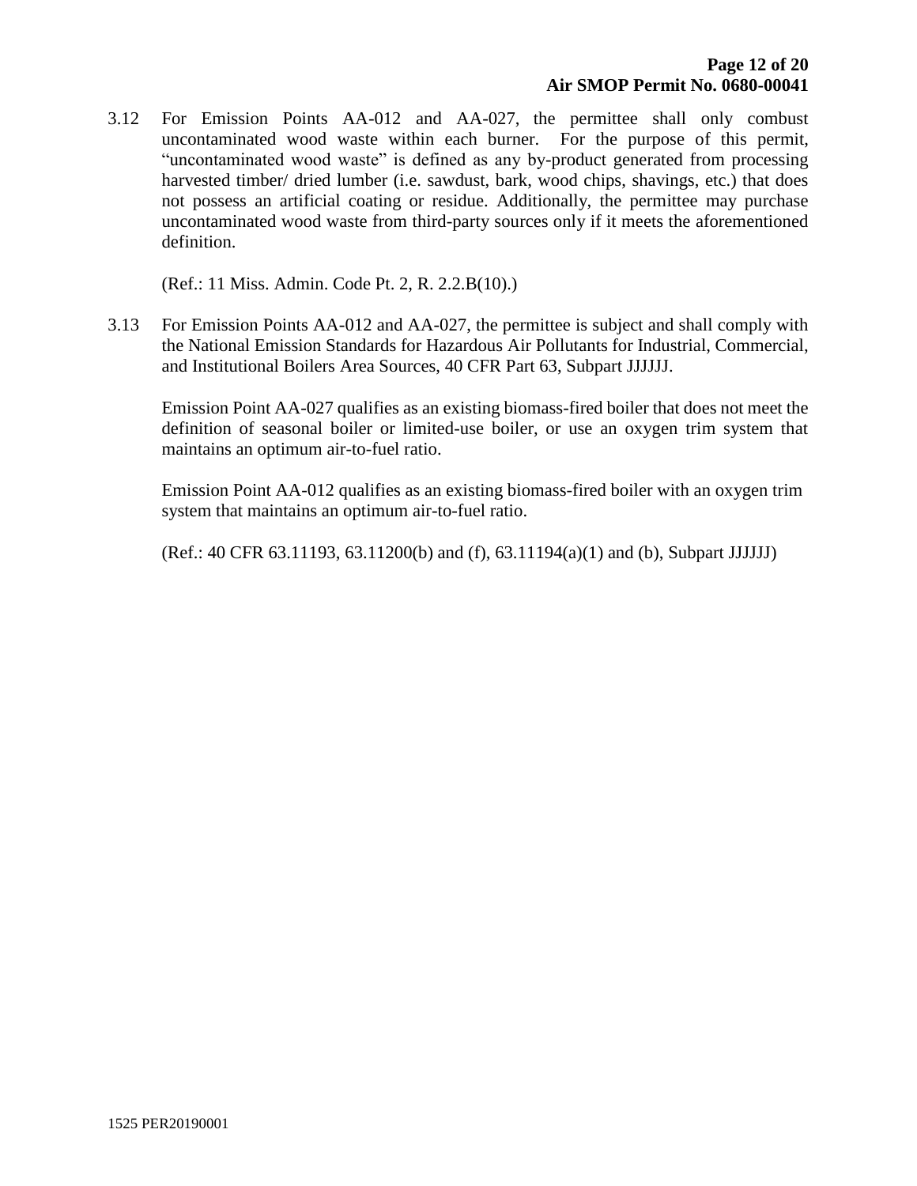3.12 For Emission Points AA-012 and AA-027, the permittee shall only combust uncontaminated wood waste within each burner. For the purpose of this permit, "uncontaminated wood waste" is defined as any by-product generated from processing harvested timber/ dried lumber (i.e. sawdust, bark, wood chips, shavings, etc.) that does not possess an artificial coating or residue. Additionally, the permittee may purchase uncontaminated wood waste from third-party sources only if it meets the aforementioned definition.

(Ref.: 11 Miss. Admin. Code Pt. 2, R. 2.2.B(10).)

3.13 For Emission Points AA-012 and AA-027, the permittee is subject and shall comply with the National Emission Standards for Hazardous Air Pollutants for Industrial, Commercial, and Institutional Boilers Area Sources, 40 CFR Part 63, Subpart JJJJJJ.

Emission Point AA-027 qualifies as an existing biomass-fired boiler that does not meet the definition of seasonal boiler or limited-use boiler, or use an oxygen trim system that maintains an optimum air-to-fuel ratio.

Emission Point AA-012 qualifies as an existing biomass-fired boiler with an oxygen trim system that maintains an optimum air-to-fuel ratio.

(Ref.: 40 CFR 63.11193, 63.11200(b) and (f), 63.11194(a)(1) and (b), Subpart JJJJJJ)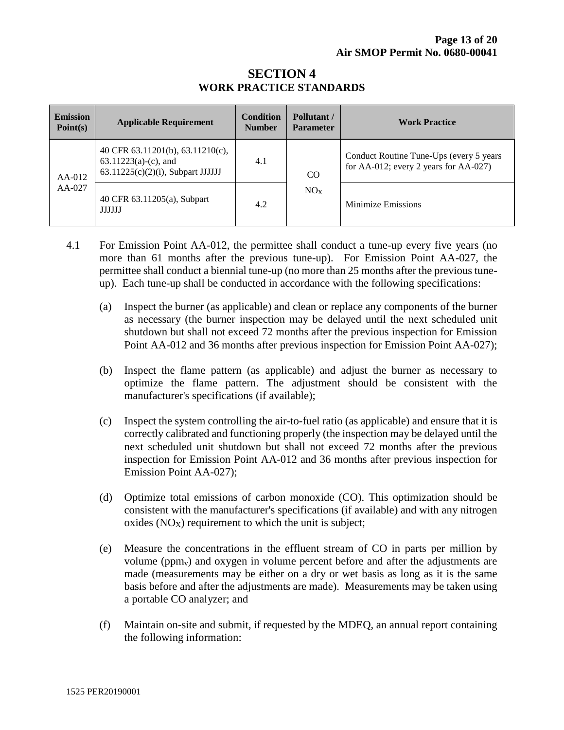# SECTION 4
## WORK PRACTICE STANDARDS

| Emission Point(s) | Applicable Requirement | Condition Number | Pollutant / Parameter | Work Practice |
|---|---|---|---|---|
| AA-012<br>AA-027 | 40 CFR 63.11201(b), 63.11210(c), 63.11223(a)-(c), and 63.11225(c)(2)(i), Subpart JJJJJJ | 4.1 | CO<br>$NO_X$ | Conduct Routine Tune-Ups (every 5 years for AA-012; every 2 years for AA-027) |
| | 40 CFR 63.11205(a), Subpart JJJJJJ | 4.2 | | Minimize Emissions |

4.1 For Emission Point AA-012, the permittee shall conduct a tune-up every five years (no more than 61 months after the previous tune-up). For Emission Point AA-027, the permittee shall conduct a biennial tune-up (no more than 25 months after the previous tune-up). Each tune-up shall be conducted in accordance with the following specifications:

(a) Inspect the burner (as applicable) and clean or replace any components of the burner as necessary (the burner inspection may be delayed until the next scheduled unit shutdown but shall not exceed 72 months after the previous inspection for Emission Point AA-012 and 36 months after previous inspection for Emission Point AA-027);

(b) Inspect the flame pattern (as applicable) and adjust the burner as necessary to optimize the flame pattern. The adjustment should be consistent with the manufacturer's specifications (if available);

(c) Inspect the system controlling the air-to-fuel ratio (as applicable) and ensure that it is correctly calibrated and functioning properly (the inspection may be delayed until the next scheduled unit shutdown but shall not exceed 72 months after the previous inspection for Emission Point AA-012 and 36 months after previous inspection for Emission Point AA-027);

(d) Optimize total emissions of carbon monoxide (CO). This optimization should be consistent with the manufacturer's specifications (if available) and with any nitrogen oxides ($NO_X$) requirement to which the unit is subject;

(e) Measure the concentrations in the effluent stream of CO in parts per million by volume ($ppm_v$) and oxygen in volume percent before and after the adjustments are made (measurements may be either on a dry or wet basis as long as it is the same basis before and after the adjustments are made). Measurements may be taken using a portable CO analyzer; and

(f) Maintain on-site and submit, if requested by the MDEQ, an annual report containing the following information: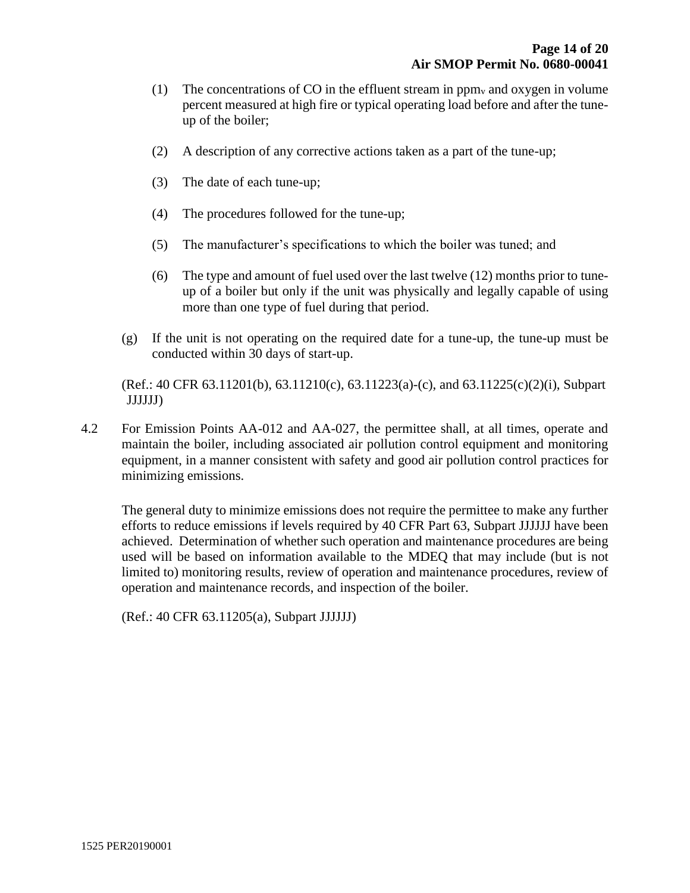(1) The concentrations of CO in the effluent stream in $ppm_v$ and oxygen in volume percent measured at high fire or typical operating load before and after the tune-up of the boiler;

(2) A description of any corrective actions taken as a part of the tune-up;

(3) The date of each tune-up;

(4) The procedures followed for the tune-up;

(5) The manufacturer's specifications to which the boiler was tuned; and

(6) The type and amount of fuel used over the last twelve (12) months prior to tune-up of a boiler but only if the unit was physically and legally capable of using more than one type of fuel during that period.

(g) If the unit is not operating on the required date for a tune-up, the tune-up must be conducted within 30 days of start-up.

(Ref.: 40 CFR 63.11201(b), 63.11210(c), 63.11223(a)-(c), and 63.11225(c)(2)(i), Subpart JJJJJJ)

4.2 For Emission Points AA-012 and AA-027, the permittee shall, at all times, operate and maintain the boiler, including associated air pollution control equipment and monitoring equipment, in a manner consistent with safety and good air pollution control practices for minimizing emissions.

The general duty to minimize emissions does not require the permittee to make any further efforts to reduce emissions if levels required by 40 CFR Part 63, Subpart JJJJJJ have been achieved. Determination of whether such operation and maintenance procedures are being used will be based on information available to the MDEQ that may include (but is not limited to) monitoring results, review of operation and maintenance procedures, review of operation and maintenance records, and inspection of the boiler.

(Ref.: 40 CFR 63.11205(a), Subpart JJJJJJ)

1525 PER20190001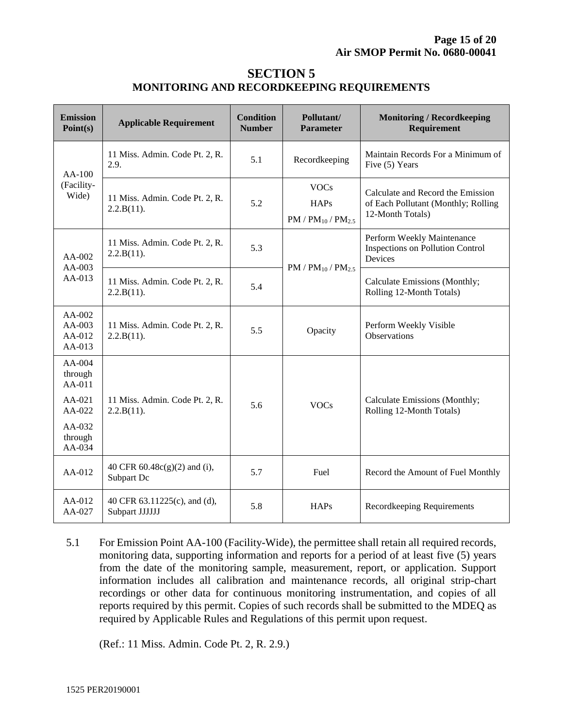# SECTION 5
## MONITORING AND RECORDKEEPING REQUIREMENTS

| Emission Point(s) | Applicable Requirement | Condition Number | Pollutant/ Parameter | Monitoring / Recordkeeping Requirement |
|---|---|---|---|---|
| AA-100 (Facility-Wide) | 11 Miss. Admin. Code Pt. 2, R. 2.9. | 5.1 | Recordkeeping | Maintain Records For a Minimum of Five (5) Years |
| | 11 Miss. Admin. Code Pt. 2, R. 2.2.B(11). | 5.2 | VOCs HAPs $PM$ / $PM_{10}$ / $PM_{2.5}$ | Calculate and Record the Emission of Each Pollutant (Monthly; Rolling 12-Month Totals) |
| AA-002 AA-003 AA-013 | 11 Miss. Admin. Code Pt. 2, R. 2.2.B(11). | 5.3 | $PM$ / $PM_{10}$ / $PM_{2.5}$ | Perform Weekly Maintenance Inspections on Pollution Control Devices |
| | 11 Miss. Admin. Code Pt. 2, R. 2.2.B(11). | 5.4 | | Calculate Emissions (Monthly; Rolling 12-Month Totals) |
| AA-002 AA-003 AA-012 AA-013 | 11 Miss. Admin. Code Pt. 2, R. 2.2.B(11). | 5.5 | Opacity | Perform Weekly Visible Observations |
| AA-004 through AA-011 AA-021 AA-022 AA-032 through AA-034 | 11 Miss. Admin. Code Pt. 2, R. 2.2.B(11). | 5.6 | VOCs | Calculate Emissions (Monthly; Rolling 12-Month Totals) |
| AA-012 | 40 CFR 60.48c(g)(2) and (i), Subpart Dc | 5.7 | Fuel | Record the Amount of Fuel Monthly |
| AA-012 AA-027 | 40 CFR 63.11225(c), and (d), Subpart JJJJJJ | 5.8 | HAPs | Recordkeeping Requirements |

5.1 For Emission Point AA-100 (Facility-Wide), the permittee shall retain all required records, monitoring data, supporting information and reports for a period of at least five (5) years from the date of the monitoring sample, measurement, report, or application. Support information includes all calibration and maintenance records, all original strip-chart recordings or other data for continuous monitoring instrumentation, and copies of all reports required by this permit. Copies of such records shall be submitted to the MDEQ as required by Applicable Rules and Regulations of this permit upon request.

(Ref.: 11 Miss. Admin. Code Pt. 2, R. 2.9.)

1525 PER20190001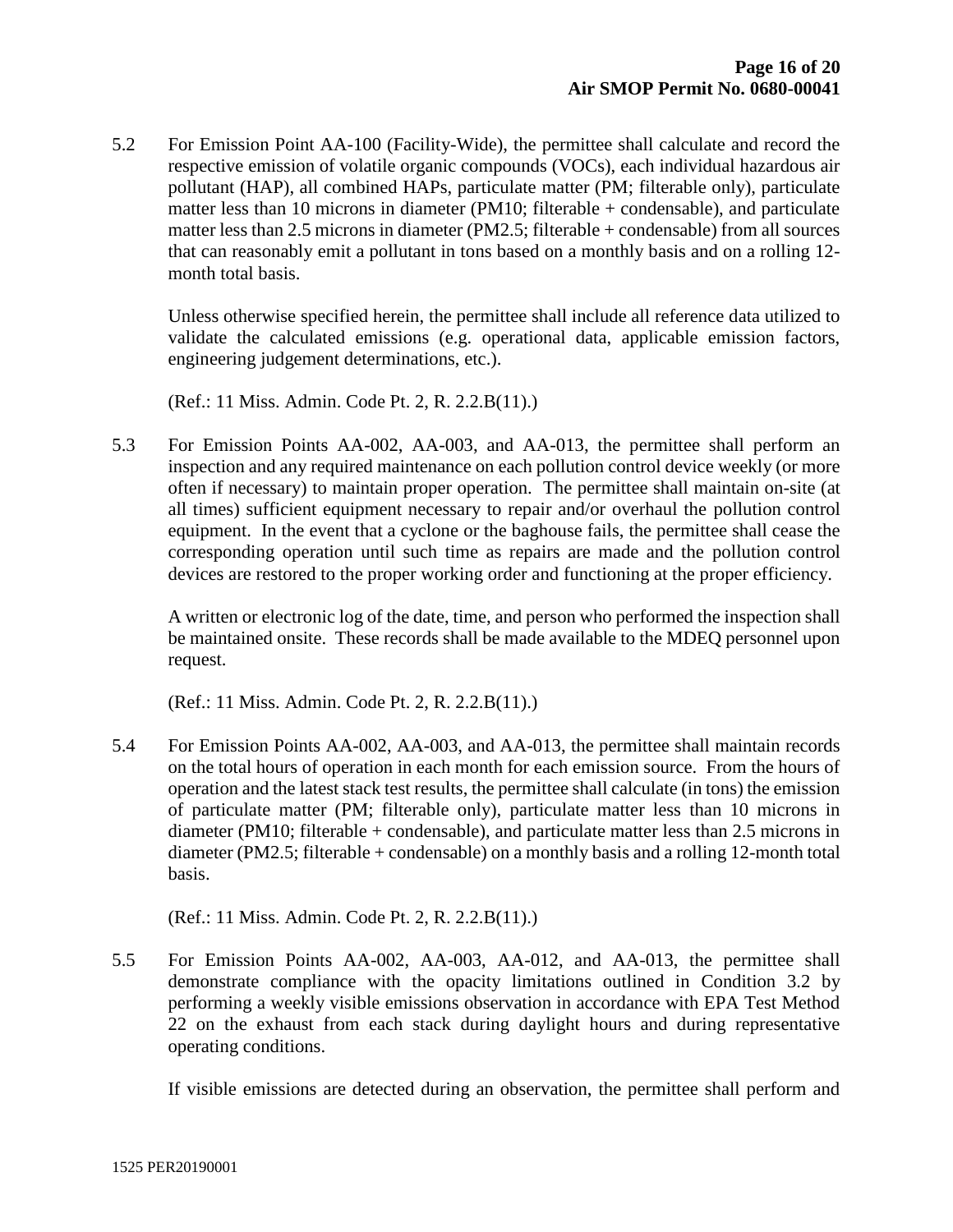5.2 For Emission Point AA-100 (Facility-Wide), the permittee shall calculate and record the respective emission of volatile organic compounds (VOCs), each individual hazardous air pollutant (HAP), all combined HAPs, particulate matter (PM; filterable only), particulate matter less than 10 microns in diameter (PM10; filterable + condensable), and particulate matter less than 2.5 microns in diameter (PM2.5; filterable + condensable) from all sources that can reasonably emit a pollutant in tons based on a monthly basis and on a rolling 12-month total basis.

Unless otherwise specified herein, the permittee shall include all reference data utilized to validate the calculated emissions (e.g. operational data, applicable emission factors, engineering judgement determinations, etc.).

(Ref.: 11 Miss. Admin. Code Pt. 2, R. 2.2.B(11).)

5.3 For Emission Points AA-002, AA-003, and AA-013, the permittee shall perform an inspection and any required maintenance on each pollution control device weekly (or more often if necessary) to maintain proper operation. The permittee shall maintain on-site (at all times) sufficient equipment necessary to repair and/or overhaul the pollution control equipment. In the event that a cyclone or the baghouse fails, the permittee shall cease the corresponding operation until such time as repairs are made and the pollution control devices are restored to the proper working order and functioning at the proper efficiency.

A written or electronic log of the date, time, and person who performed the inspection shall be maintained onsite. These records shall be made available to the MDEQ personnel upon request.

(Ref.: 11 Miss. Admin. Code Pt. 2, R. 2.2.B(11).)

5.4 For Emission Points AA-002, AA-003, and AA-013, the permittee shall maintain records on the total hours of operation in each month for each emission source. From the hours of operation and the latest stack test results, the permittee shall calculate (in tons) the emission of particulate matter (PM; filterable only), particulate matter less than 10 microns in diameter (PM10; filterable + condensable), and particulate matter less than 2.5 microns in diameter (PM2.5; filterable + condensable) on a monthly basis and a rolling 12-month total basis.

(Ref.: 11 Miss. Admin. Code Pt. 2, R. 2.2.B(11).)

5.5 For Emission Points AA-002, AA-003, AA-012, and AA-013, the permittee shall demonstrate compliance with the opacity limitations outlined in Condition 3.2 by performing a weekly visible emissions observation in accordance with EPA Test Method 22 on the exhaust from each stack during daylight hours and during representative operating conditions.

If visible emissions are detected during an observation, the permittee shall perform and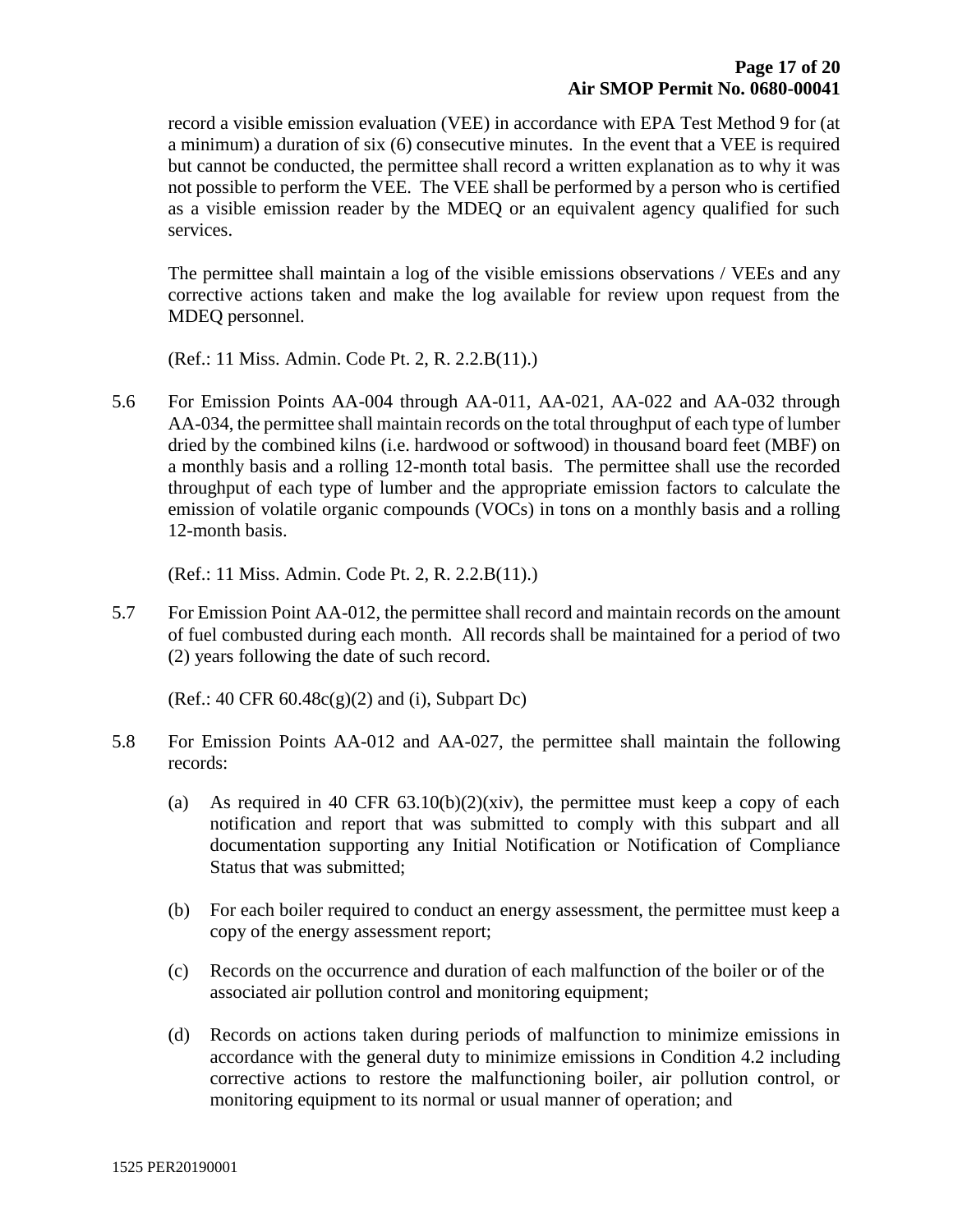record a visible emission evaluation (VEE) in accordance with EPA Test Method 9 for (at a minimum) a duration of six (6) consecutive minutes. In the event that a VEE is required but cannot be conducted, the permittee shall record a written explanation as to why it was not possible to perform the VEE. The VEE shall be performed by a person who is certified as a visible emission reader by the MDEQ or an equivalent agency qualified for such services.

The permittee shall maintain a log of the visible emissions observations / VEEs and any corrective actions taken and make the log available for review upon request from the MDEQ personnel.

(Ref.: 11 Miss. Admin. Code Pt. 2, R. 2.2.B(11).)

5.6 For Emission Points AA-004 through AA-011, AA-021, AA-022 and AA-032 through AA-034, the permittee shall maintain records on the total throughput of each type of lumber dried by the combined kilns (i.e. hardwood or softwood) in thousand board feet (MBF) on a monthly basis and a rolling 12-month total basis. The permittee shall use the recorded throughput of each type of lumber and the appropriate emission factors to calculate the emission of volatile organic compounds (VOCs) in tons on a monthly basis and a rolling 12-month basis.

(Ref.: 11 Miss. Admin. Code Pt. 2, R. 2.2.B(11).)

5.7 For Emission Point AA-012, the permittee shall record and maintain records on the amount of fuel combusted during each month. All records shall be maintained for a period of two (2) years following the date of such record.

(Ref.: 40 CFR 60.48c(g)(2) and (i), Subpart Dc)

5.8 For Emission Points AA-012 and AA-027, the permittee shall maintain the following records:

(a) As required in 40 CFR 63.10(b)(2)(xiv), the permittee must keep a copy of each notification and report that was submitted to comply with this subpart and all documentation supporting any Initial Notification or Notification of Compliance Status that was submitted;

(b) For each boiler required to conduct an energy assessment, the permittee must keep a copy of the energy assessment report;

(c) Records on the occurrence and duration of each malfunction of the boiler or of the associated air pollution control and monitoring equipment;

(d) Records on actions taken during periods of malfunction to minimize emissions in accordance with the general duty to minimize emissions in Condition 4.2 including corrective actions to restore the malfunctioning boiler, air pollution control, or monitoring equipment to its normal or usual manner of operation; and

1525 PER20190001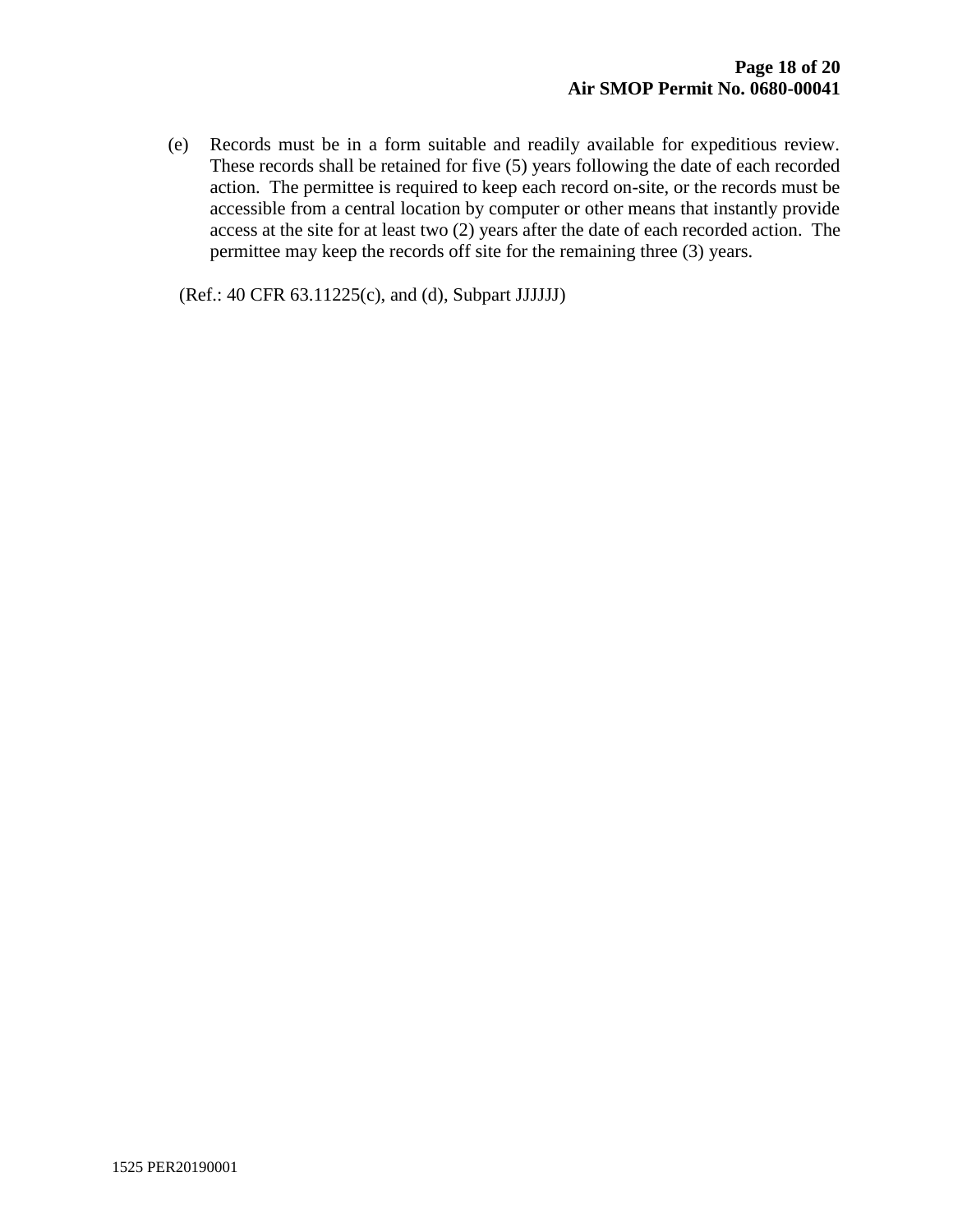(e) Records must be in a form suitable and readily available for expeditious review. These records shall be retained for five (5) years following the date of each recorded action. The permittee is required to keep each record on-site, or the records must be accessible from a central location by computer or other means that instantly provide access at the site for at least two (2) years after the date of each recorded action. The permittee may keep the records off site for the remaining three (3) years.

(Ref.: 40 CFR 63.11225(c), and (d), Subpart JJJJJJ)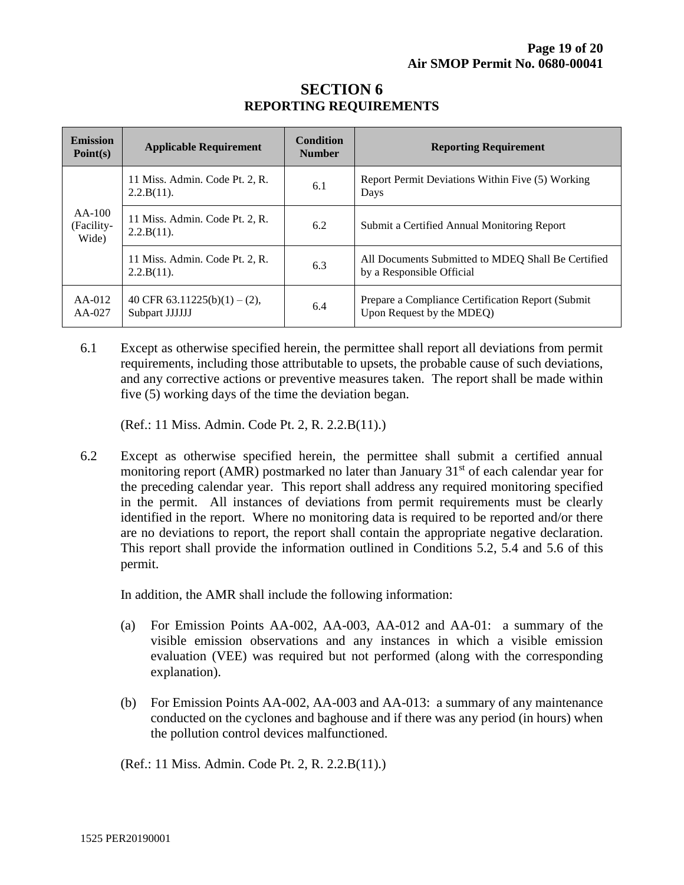# SECTION 6
## REPORTING REQUIREMENTS

| Emission Point(s) | Applicable Requirement | Condition Number | Reporting Requirement |
|---|---|---|---|
| AA-100 (Facility-Wide) | 11 Miss. Admin. Code Pt. 2, R. 2.2.B(11). | 6.1 | Report Permit Deviations Within Five (5) Working Days |
| | 11 Miss. Admin. Code Pt. 2, R. 2.2.B(11). | 6.2 | Submit a Certified Annual Monitoring Report |
| | 11 Miss. Admin. Code Pt. 2, R. 2.2.B(11). | 6.3 | All Documents Submitted to MDEQ Shall Be Certified by a Responsible Official |
| AA-012 AA-027 | 40 CFR 63.11225(b)(1) – (2), Subpart JJJJJJ | 6.4 | Prepare a Compliance Certification Report (Submit Upon Request by the MDEQ) |

6.1 Except as otherwise specified herein, the permittee shall report all deviations from permit requirements, including those attributable to upsets, the probable cause of such deviations, and any corrective actions or preventive measures taken. The report shall be made within five (5) working days of the time the deviation began.

(Ref.: 11 Miss. Admin. Code Pt. 2, R. 2.2.B(11).)

6.2 Except as otherwise specified herein, the permittee shall submit a certified annual monitoring report (AMR) postmarked no later than January 31st of each calendar year for the preceding calendar year. This report shall address any required monitoring specified in the permit. All instances of deviations from permit requirements must be clearly identified in the report. Where no monitoring data is required to be reported and/or there are no deviations to report, the report shall contain the appropriate negative declaration. This report shall provide the information outlined in Conditions 5.2, 5.4 and 5.6 of this permit.

In addition, the AMR shall include the following information:

(a) For Emission Points AA-002, AA-003, AA-012 and AA-01: a summary of the visible emission observations and any instances in which a visible emission evaluation (VEE) was required but not performed (along with the corresponding explanation).

(b) For Emission Points AA-002, AA-003 and AA-013: a summary of any maintenance conducted on the cyclones and baghouse and if there was any period (in hours) when the pollution control devices malfunctioned.

(Ref.: 11 Miss. Admin. Code Pt. 2, R. 2.2.B(11).)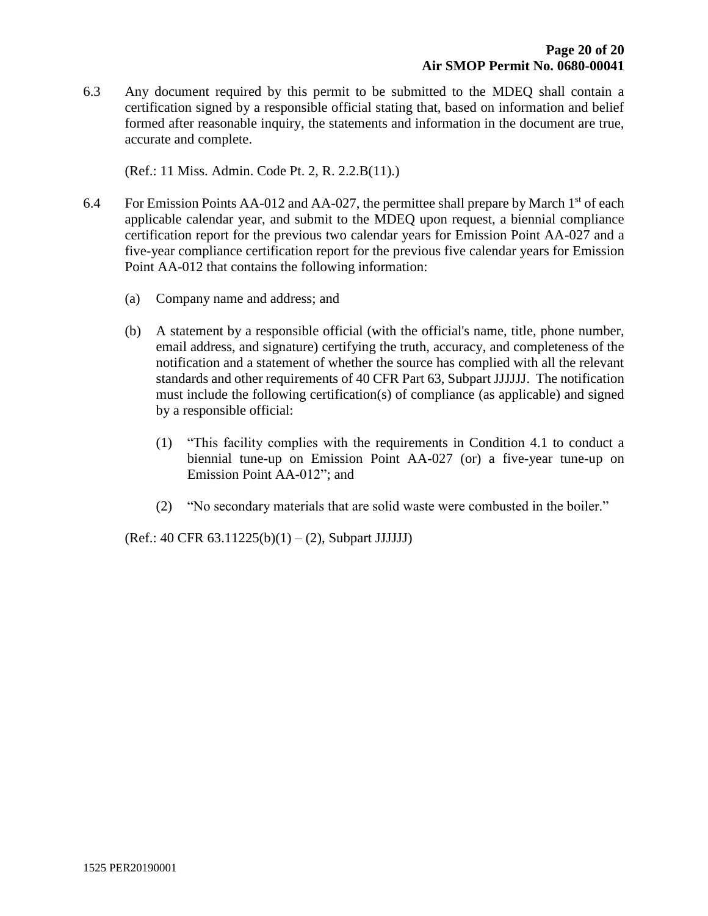6.3 Any document required by this permit to be submitted to the MDEQ shall contain a certification signed by a responsible official stating that, based on information and belief formed after reasonable inquiry, the statements and information in the document are true, accurate and complete.

(Ref.: 11 Miss. Admin. Code Pt. 2, R. 2.2.B(11).)

6.4 For Emission Points AA-012 and AA-027, the permittee shall prepare by March 1st of each applicable calendar year, and submit to the MDEQ upon request, a biennial compliance certification report for the previous two calendar years for Emission Point AA-027 and a five-year compliance certification report for the previous five calendar years for Emission Point AA-012 that contains the following information:

(a) Company name and address; and

(b) A statement by a responsible official (with the official's name, title, phone number, email address, and signature) certifying the truth, accuracy, and completeness of the notification and a statement of whether the source has complied with all the relevant standards and other requirements of 40 CFR Part 63, Subpart JJJJJJ. The notification must include the following certification(s) of compliance (as applicable) and signed by a responsible official:

(1) "This facility complies with the requirements in Condition 4.1 to conduct a biennial tune-up on Emission Point AA-027 (or) a five-year tune-up on Emission Point AA-012"; and

(2) "No secondary materials that are solid waste were combusted in the boiler."

(Ref.: 40 CFR 63.11225(b)(1) – (2), Subpart JJJJJJ)

1525 PER20190001